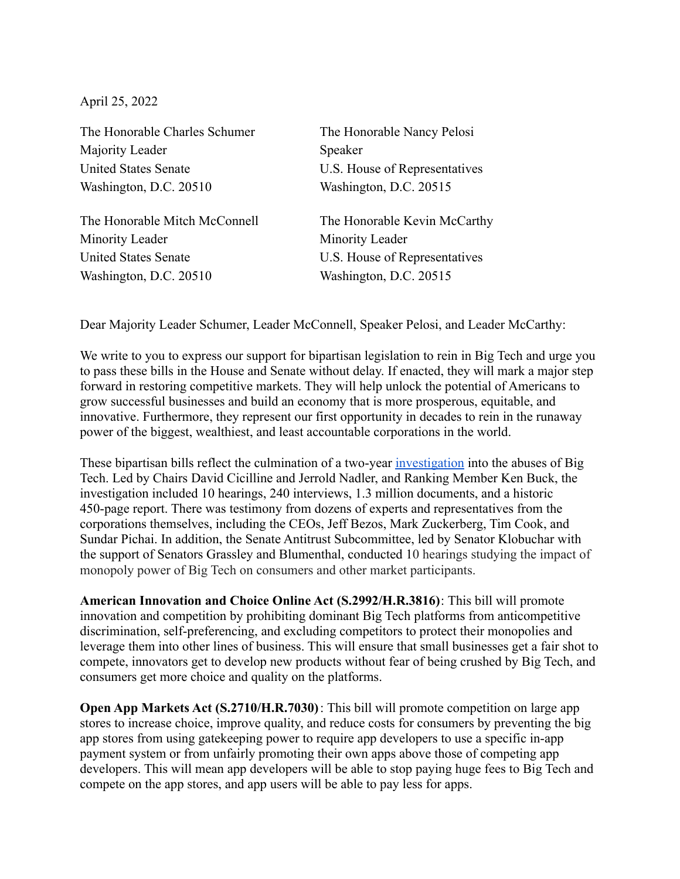April 25, 2022

The Honorable Charles Schumer
Majority Leader
United States Senate
Washington, D.C. 20510

The Honorable Nancy Pelosi
Speaker
U.S. House of Representatives
Washington, D.C. 20515

The Honorable Mitch McConnell
Minority Leader
United States Senate
Washington, D.C. 20510

The Honorable Kevin McCarthy
Minority Leader
U.S. House of Representatives
Washington, D.C. 20515

Dear Majority Leader Schumer, Leader McConnell, Speaker Pelosi, and Leader McCarthy:

We write to you to express our support for bipartisan legislation to rein in Big Tech and urge you to pass these bills in the House and Senate without delay. If enacted, they will mark a major step forward in restoring competitive markets. They will help unlock the potential of Americans to grow successful businesses and build an economy that is more prosperous, equitable, and innovative. Furthermore, they represent our first opportunity in decades to rein in the runaway power of the biggest, wealthiest, and least accountable corporations in the world.

These bipartisan bills reflect the culmination of a two-year investigation into the abuses of Big Tech. Led by Chairs David Cicilline and Jerrold Nadler, and Ranking Member Ken Buck, the investigation included 10 hearings, 240 interviews, 1.3 million documents, and a historic 450-page report. There was testimony from dozens of experts and representatives from the corporations themselves, including the CEOs, Jeff Bezos, Mark Zuckerberg, Tim Cook, and Sundar Pichai. In addition, the Senate Antitrust Subcommittee, led by Senator Klobuchar with the support of Senators Grassley and Blumenthal, conducted 10 hearings studying the impact of monopoly power of Big Tech on consumers and other market participants.

**American Innovation and Choice Online Act (S.2992/H.R.3816)**: This bill will promote innovation and competition by prohibiting dominant Big Tech platforms from anticompetitive discrimination, self-preferencing, and excluding competitors to protect their monopolies and leverage them into other lines of business. This will ensure that small businesses get a fair shot to compete, innovators get to develop new products without fear of being crushed by Big Tech, and consumers get more choice and quality on the platforms.

**Open App Markets Act (S.2710/H.R.7030)**: This bill will promote competition on large app stores to increase choice, improve quality, and reduce costs for consumers by preventing the big app stores from using gatekeeping power to require app developers to use a specific in-app payment system or from unfairly promoting their own apps above those of competing app developers. This will mean app developers will be able to stop paying huge fees to Big Tech and compete on the app stores, and app users will be able to pay less for apps.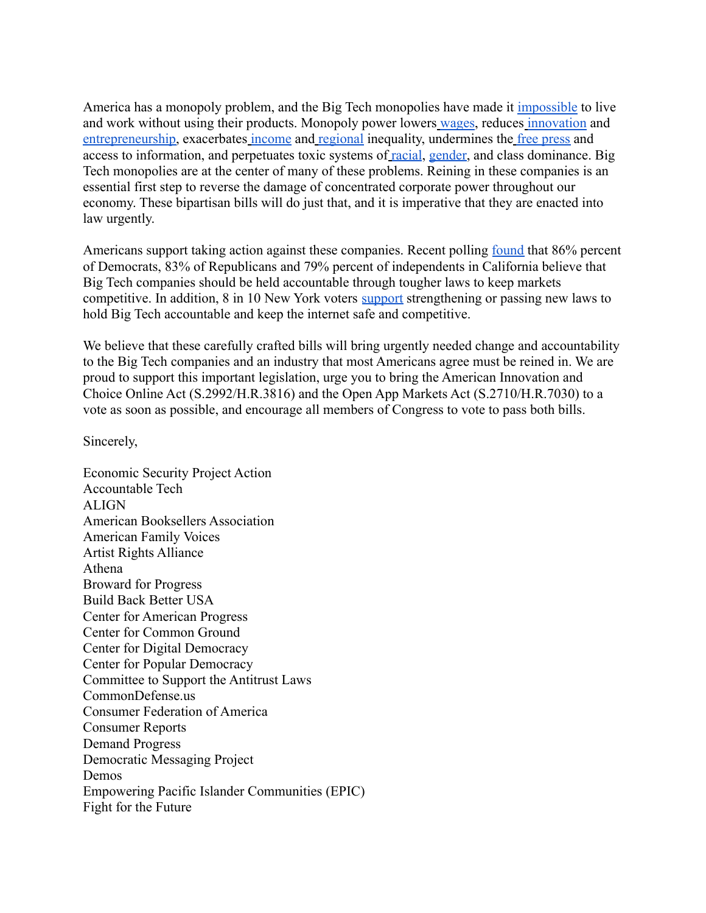America has a monopoly problem, and the Big Tech monopolies have made it impossible to live and work without using their products. Monopoly power lowers wages, reduces innovation and entrepreneurship, exacerbates income and regional inequality, undermines the free press and access to information, and perpetuates toxic systems of racial, gender, and class dominance. Big Tech monopolies are at the center of many of these problems. Reining in these companies is an essential first step to reverse the damage of concentrated corporate power throughout our economy. These bipartisan bills will do just that, and it is imperative that they are enacted into law urgently.

Americans support taking action against these companies. Recent polling found that 86% percent of Democrats, 83% of Republicans and 79% percent of independents in California believe that Big Tech companies should be held accountable through tougher laws to keep markets competitive. In addition, 8 in 10 New York voters support strengthening or passing new laws to hold Big Tech accountable and keep the internet safe and competitive.

We believe that these carefully crafted bills will bring urgently needed change and accountability to the Big Tech companies and an industry that most Americans agree must be reined in. We are proud to support this important legislation, urge you to bring the American Innovation and Choice Online Act (S.2992/H.R.3816) and the Open App Markets Act (S.2710/H.R.7030) to a vote as soon as possible, and encourage all members of Congress to vote to pass both bills.

Sincerely,

Economic Security Project Action
Accountable Tech
ALIGN
American Booksellers Association
American Family Voices
Artist Rights Alliance
Athena
Broward for Progress
Build Back Better USA
Center for American Progress
Center for Common Ground
Center for Digital Democracy
Center for Popular Democracy
Committee to Support the Antitrust Laws
CommonDefense.us
Consumer Federation of America
Consumer Reports
Demand Progress
Democratic Messaging Project
Demos
Empowering Pacific Islander Communities (EPIC)
Fight for the Future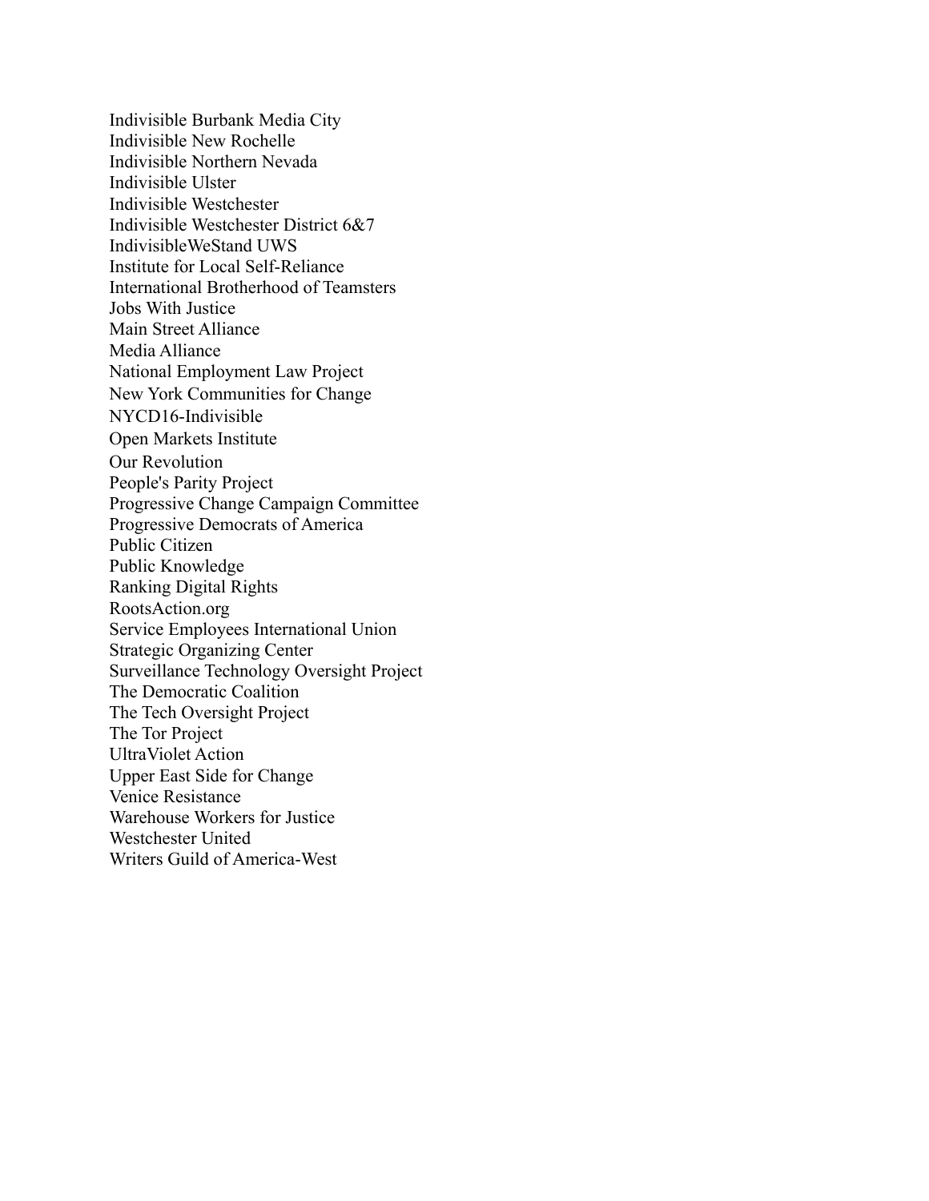Indivisible Burbank Media City
Indivisible New Rochelle
Indivisible Northern Nevada
Indivisible Ulster
Indivisible Westchester
Indivisible Westchester District 6&7
IndivisibleWeStand UWS
Institute for Local Self-Reliance
International Brotherhood of Teamsters
Jobs With Justice
Main Street Alliance
Media Alliance
National Employment Law Project
New York Communities for Change
NYCD16-Indivisible
Open Markets Institute
Our Revolution
People's Parity Project
Progressive Change Campaign Committee
Progressive Democrats of America
Public Citizen
Public Knowledge
Ranking Digital Rights
RootsAction.org
Service Employees International Union
Strategic Organizing Center
Surveillance Technology Oversight Project
The Democratic Coalition
The Tech Oversight Project
The Tor Project
UltraViolet Action
Upper East Side for Change
Venice Resistance
Warehouse Workers for Justice
Westchester United
Writers Guild of America-West